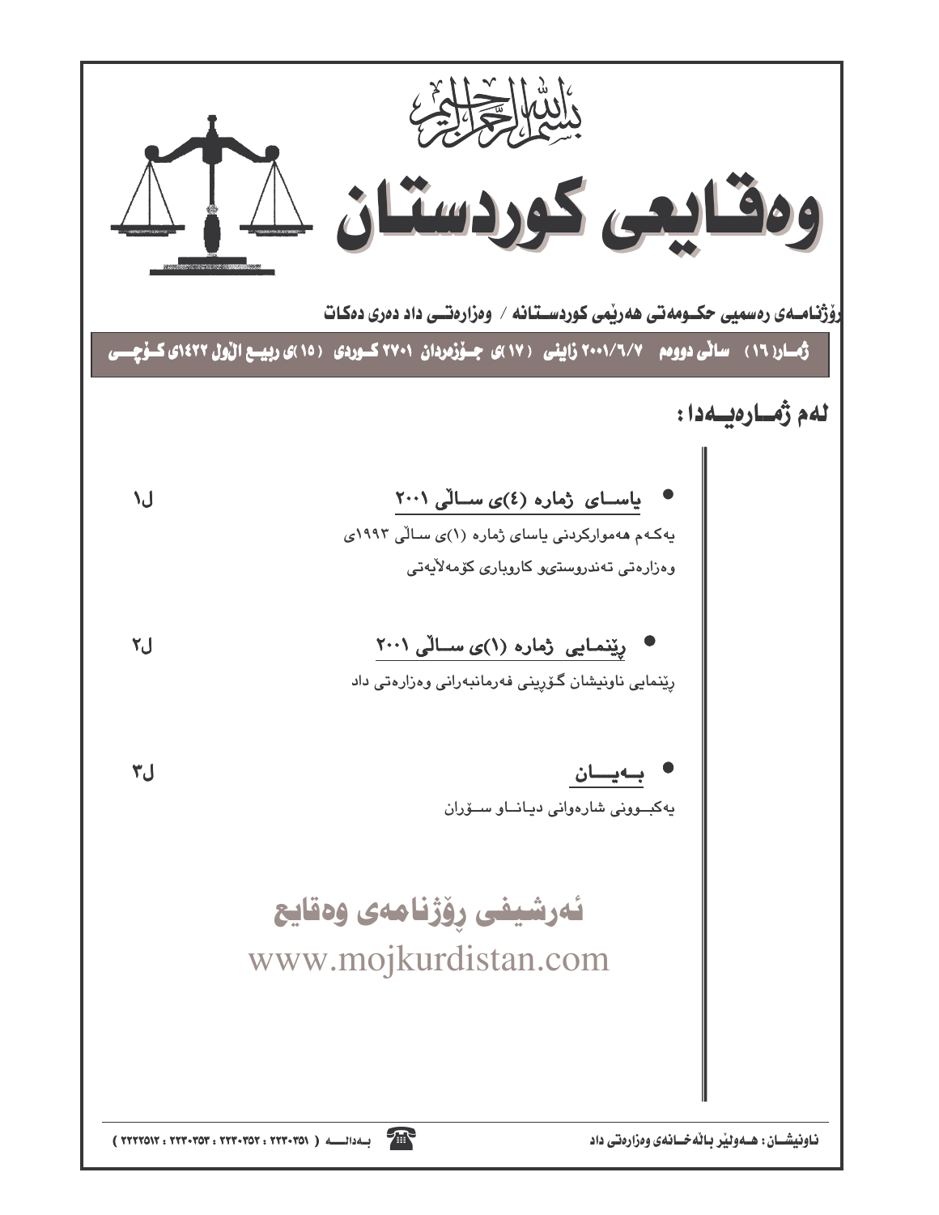بسم الله الرحمن الرحيم

# وەقایعی کوردستان

**رۆژنامەی رەسمیی حکومەتی هەرێمی کوردستانە / وەزارەتی داد دەری دەکات**

**ژمارە (١٦) ساڵی دووەم ٢٠٠١/٦/٧ زاینی (١٧)ی جۆزەردان ٢٧٠١ کوردی (١٥)ی ربیع الاول ١٤٢٢ی کۆچی**

## لەم ژمارەیەدا :

- **یاسای ژمارە (٤)ی ساڵی ٢٠٠١** — ل١

  یەکەم هەموارکردنی یاسای ژمارە (١)ی ساڵی ١٩٩٣ی وەزارەتی تەندروستیو کاروباری کۆمەڵایەتی

- **رێنمایی ژمارە (١)ی ساڵی ٢٠٠١** — ل٢

  رێنمایی ناونیشان گۆڕینی فەرمانبەرانی وەزارەتی داد

- **بەیان** — ل٣

  یەکبوونی شارەوانی دیاناو سۆران

ئەرشیفی رۆژنامەی وەقایع
www.mojkurdistan.com

ناونیشان: هەولێر باڵەخانەی وەزارەتی داد — بەدالە ( ٢٢٣٠٣٥١ : ٢٢٣٠٣٥٢ : ٢٢٣٠٣٥٣ : ٢٢٢٢٥١٢ )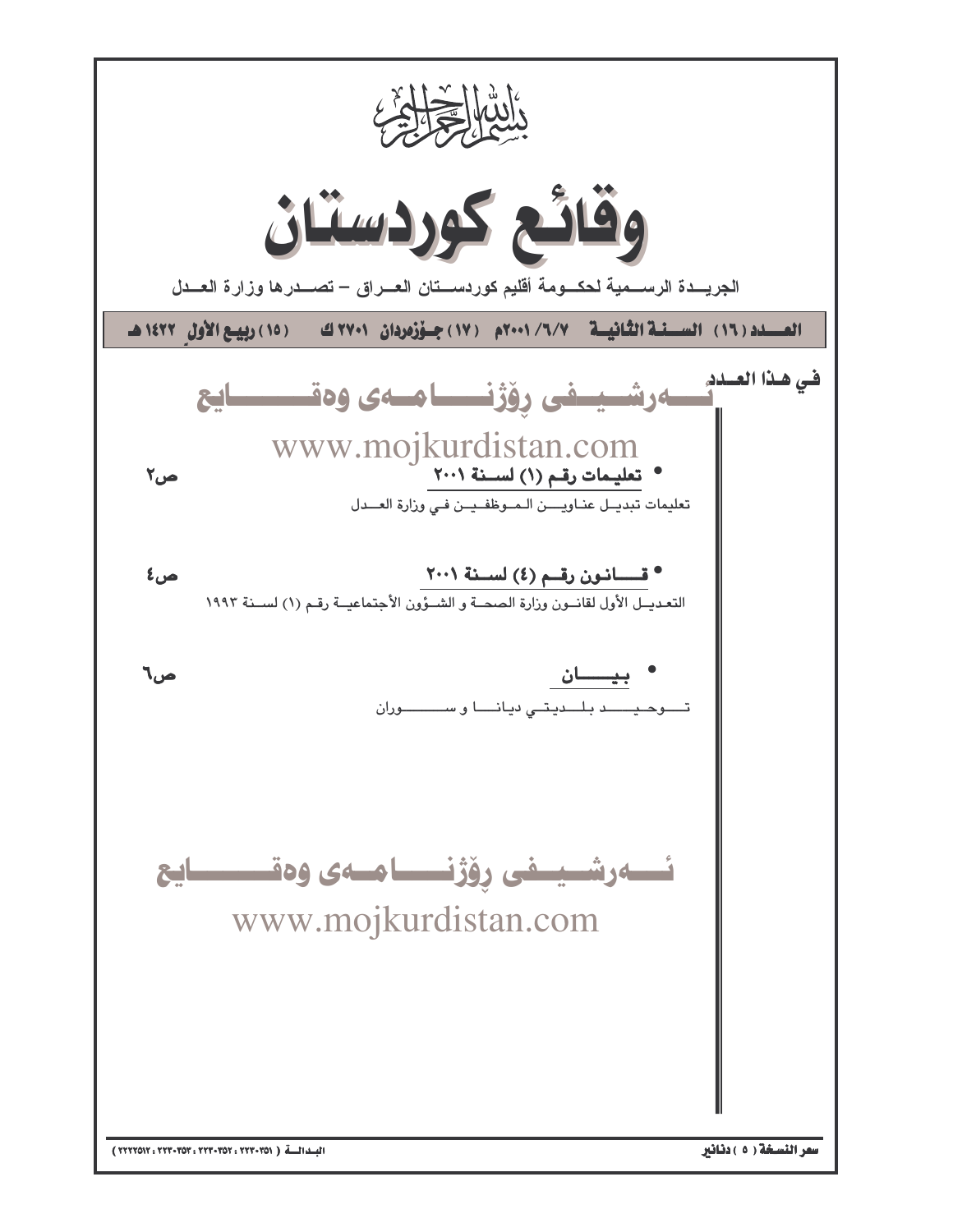بسم الله الرحمن الرحيم

# وقائع كوردستان

الجريـــدة الرســمية لحكــومة أقليم كوردســتان العــراق – تصــدرها وزارة العــدل

**العــدد (١٦) الســنة الثانيــة ٧/٦/٢٠٠١م (١٧) جـوزەردان ٢٧٠١ ك (١٥) ربيـع الأول ١٤٢٢ هـ**

**في هـذا العـدد**

ئــەرشــيــفى رۆژنـــامــەى وەقـــــايع

www.mojkurdistan.com

- **تعليمات رقـم (١) لسـنة ٢٠٠١** ص٢

تعليمات تبديـل عنـاويـن المـوظفـيـن فـي وزارة العــدل

- **قـــانـون رقـم (٤) لسـنة ٢٠٠١** ص٤

التعديـل الأول لقانــون وزارة الصحــة و الشـؤون الأجتماعيــة رقـم (١) لســنة ١٩٩٣

- **بيــــان** ص٦

تــوحـيـــد بلـــديتـي ديانـــا و ســـــوران

ئــەرشــيــفى رۆژنـــامــەى وەقـــــايع

www.mojkurdistan.com

**سعر النسخة (٥) دنانير**

البـدالـة (٢٢٣٠٣٥١ : ٢٢٣٠٣٥٢ : ٢٢٣٠٣٥٣ : ٢٢٢٢٥١٢)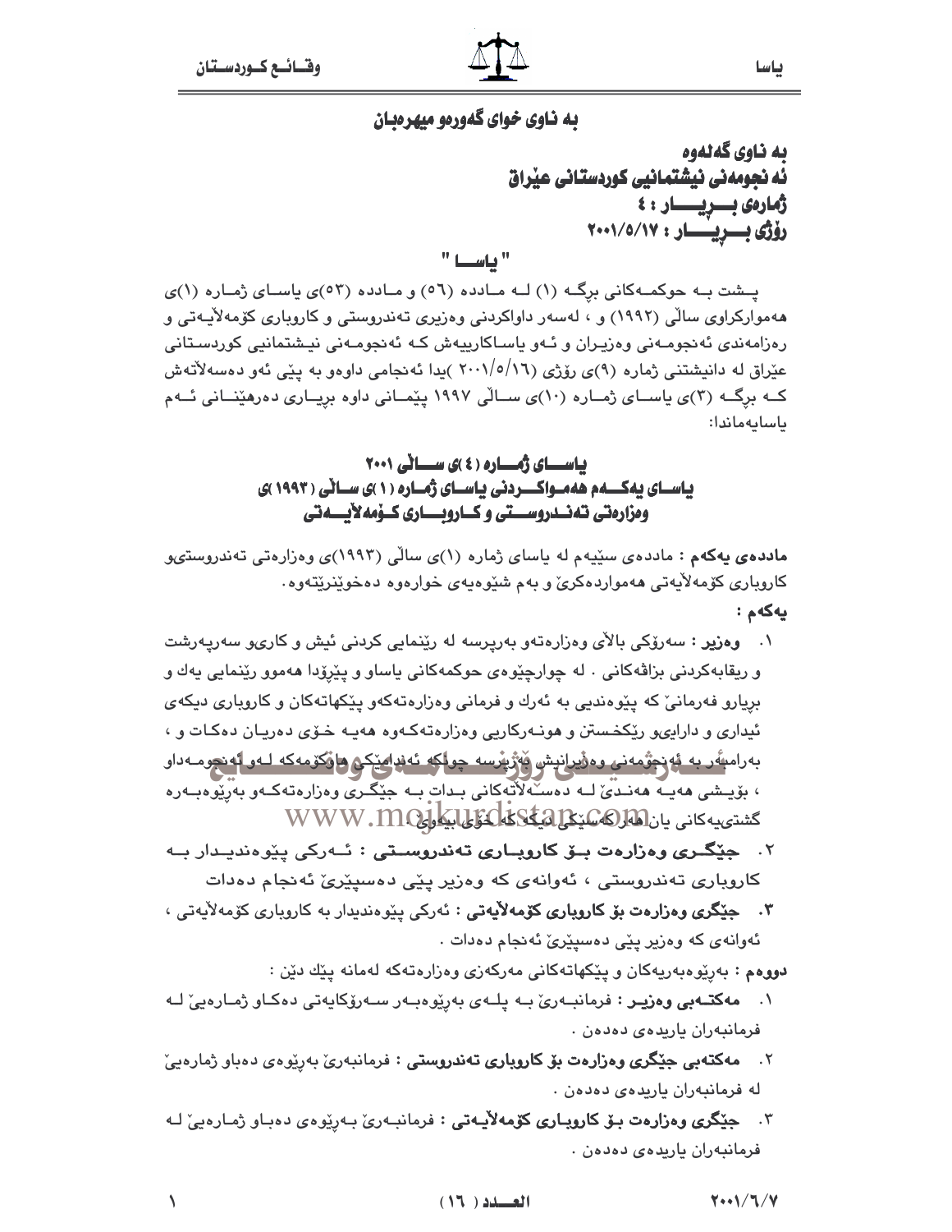# به ناوی خوای گەورەو میهرەبان

**بە ناوی گەلەوە**
**ئه نجومەنی نیشتمانیی کوردستانی عێراق**
**ژمارەی بـــڕیـــــار : ٤**
**ڕۆژی بـــڕیـــــار : ٢٠٠١/٥/١٧**

**" یاسـا "**

پـشت بـە حوکمـەکانی برگـە (١) لـە مـاددە (٥٦) و مـاددە (٥٣)ی یاسـای ژمـارە (١)ی هەموارکراوی ساڵی (١٩٩٢) و ، لەسەر داواکردنی وەزیری تەندروستی و کاروباری کۆمەڵایـەتی و ڕەزامەندی ئەنجومـەنی وەزیـران و ئـەو یاساکارییەش کـە ئەنجومـەنی نیـشتمانیی کوردسـتانی عێراق لە دانیشتنی ژمارە (٩)ی ڕۆژی (٢٠٠١/٥/١٦)یدا ئەنجامی داوەو بە پێی ئەو دەسەڵاتەش کـە برگـە (٣)ی یاسـای ژمـارە (١٠)ی سـاڵی ١٩٩٧ پێمـانی داوە بڕیـاری دەرهێنـانی ئـەم یاسایەماندا:

## یاســـای ژمـــارە (٤)ی ســـاڵی ٢٠٠١
## یاسـای یەکـــەم هەمـواکـــردنی یاســای ژمــارە (١)ی ســاڵی (١٩٩٣)ی وەزارەتی تەنـــدروســـتی و کـــاروبـــاری کـــۆمەڵایـــەتی

**ماددەی یەکەم :** ماددەی سێیەم لە یاسای ژمارە (١)ی ساڵی (١٩٩٣)ی وەزارەتی تەندروستیو کاروباری کۆمەڵایەتی هەمواردەکرێ و بەم شێوەیەی خوارەوە دەخوێنرێتەوە.

**یەکەم :**

١. **وەزیر :** سەرۆکی باڵای وەزارەتەو بەرپرسە لە ڕێنمایی کردنی ئیش و کاریو سەرپەرشت و ریقابەکردنی بزاڤەکانی . لە چوارچێوەی حوکمەکانی یاساو و پێڕۆدا هەموو ڕێنمایی یەك و بڕیارو فەرمانێ کە پێوەندیی بە ئەرك و فەرمانی وەزارەتەکەو پێکهاتەکان و کاروباری دیکەی ئیداری و دارایىو ڕێکخستن و هونـەرکاریی وەزارەتەکـەوە هەیـە خـۆی دەریـان دەکـات و ، بەرامبەر بە ئەنجومەنی وەزیرانیش بەرپرسە چونکە ئەندامێکی ماکۆمەکە لـەو ئەنجومـەداو ، بۆیـشی هەیـە هەنـدێ لـە دەسـەڵاتەکانی بـدات بـە جێگـری وەزارەتەکـەو بەڕێوەبـەرە گشتییەکانی یان هەر کەسێکی دیکە کە خۆی بیەوێ .

٢. **جێگـری وەزارەت بـۆ کاروبـاری تەندروسـتی :** ئـەرکی پێوەندیـدار بـە کاروباری تەندروستی ، ئەوانەی کە وەزیر پێی دەسپێرێ ئەنجام دەدات

٣. **جێگری وەزارەت بۆ کاروباری کۆمەڵایەتی :** ئەرکی پێوەندیدار بە کاروباری کۆمەڵایەتی ، ئەوانەی کە وەزیر پێی دەسپێرێ ئەنجام دەدات .

**دووەم :** بەڕێوەبەریەکان و پێکهاتەکانی مەرکەزی وەزارەتەکە لەمانە پێك دێن :

١. **مەکتـەبی وەزیـر :** فەرمانبـەرێ بـە پلـەی بەڕێوەبـەر سـەرۆکایەتی دەکـاو ژمـارەیێ لـە فەرمانبەران یاریدەی دەدەن .

٢. **مەکتەبی جێگری وەزارەت بۆ کاروباری تەندروستی :** فەرمانبەرێ بەڕێوەی دەباو ژمارەیێ لە فەرمانبەران یاریدەی دەدەن .

٣. **جێگری وەزارەت بـۆ کاروبـاری کۆمەڵایـەتی :** فەرمانبـەرێ بـەڕێوەی دەبـاو ژمـارەیێ لـە فەرمانبەران یاریدەی دەدەن .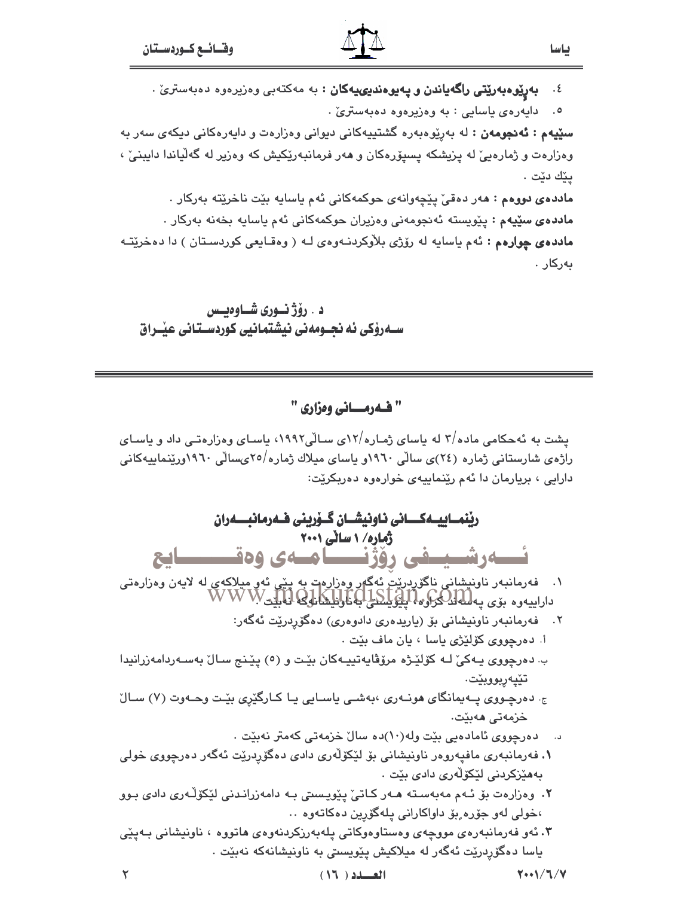٤. **بەڕێوەبەرێتی ڕاگەیاندن و پەیوەندییەکان :** بە مەکتەبی وەزیرەوە دەبەسترێ .

٥. دایەرەی یاسایی : بە وەزیرەوە دەبەسترێ .

**سێیەم : ئەنجومەن :** لە بەڕێوەبەرە گشتییەکانی دیوانی وەزارەت و دایەرەکانی دیکەی سەر بە وەزارەت و ژمارەیێ لە پزیشکە پسپۆڕەکان و هەر فەرمانبەرێکیش کە وەزیر لە گەڵیاندا دایبنێ ، پێك دێت .

**ماددەی دووەم :** هەر دەقێ پێچەوانەی حوکمەکانی ئەم یاسایە بێت ناخرێتە بەرکار .

**ماددەی سێیەم :** پێویستە ئەنجومەنی وەزیران حوکمەکانی ئەم یاسایە بخەنە بەرکار .

**ماددەی چوارەم :** ئەم یاسایە لە ڕۆژی بڵاوکردنەوەی لە ( وەقایعی کوردستان ) دا دەخرێتە بەرکار .

**د . ڕۆژ نوری شاوەیس**
**سەرۆکی ئەنجومەنی نیشتمانیی کوردستانی عێراق**

---

## " فەرمانی وەزاری "

پشت بە ئەحکامی ماده/٣ لە یاسای ژمارە/١٢ی ساڵی١٩٩٢، یاسای وەزارەتی داد و یاسای ڕاژەی شارستانی ژمارە (٢٤)ی ساڵی ١٩٦٠و یاسای میلاك ژمارە/٢٥ی ساڵی ١٩٦٠ورێنماییەکانی دارایی ، بڕیارمان دا ئەم ڕێنماییەی خوارەوە دەربکرێت:

### ڕێنماییەکانی ناونیشان گۆڕینی فەرمانبەران
### ژمارە/ ١ ساڵی ٢٠٠١

١. فەرمانبەر ناونیشانی ناگۆڕدرێت ئەگەر وەزارەت بە پێی ئەو میلاکەی لە لایەن وەزارەتی داراییەوە بۆی پەسەند کراوە، پێویستی بەناونیشانەکە نەبێت .

٢. فەرمانبەر ناونیشانی بۆ (یاریدەری دادوەری) دەگۆڕدرێت ئەگەر:

أ. دەرچووی کۆلێژی یاسا ، یان ماف بێت .

ب. دەرچووی یەکێ لە کۆلێژە مرۆڤایەتییەکان بێت و (٥) پێنج ساڵ بەسەربردامەزرانیدا تێپەڕیبووبێت.

ج. دەرچووی پەیمانگای هونەری ،بەشی یاسایی یا کارگێڕی بێت وحەوت (٧) ساڵ خزمەتی هەبێت.

د. دەرچووی ئامادەیی بێت وله(١٠)دە ساڵ خزمەتی کەمتر نەبێت .

١. فەرمانبەری مافپەروەر ناونیشانی بۆ لێکۆڵەری دادی دەگۆڕدرێت ئەگەر دەرچووی خولی بەهێزکردنی لێکۆڵەری دادی بێت .

٢. وەزارەت بۆ ئەم مەبەستە هەر کاتێ پێویستی بە دامەزراندنی لێکۆڵەری دادی بوو ،خولی لەو جۆرە ،بۆ داواکارانی پلەگۆڕین دەکاتەوە ..

٣. ئەو فەرمانبەرەی مووچەی وەستاوەوکاتی پلەبەرزکردنەوەی هاتووە ، ناونیشانی بەپێی یاسا دەگۆڕدرێت ئەگەر لە میلاکیش پێویستی بە ناونیشانەکە نەبێت .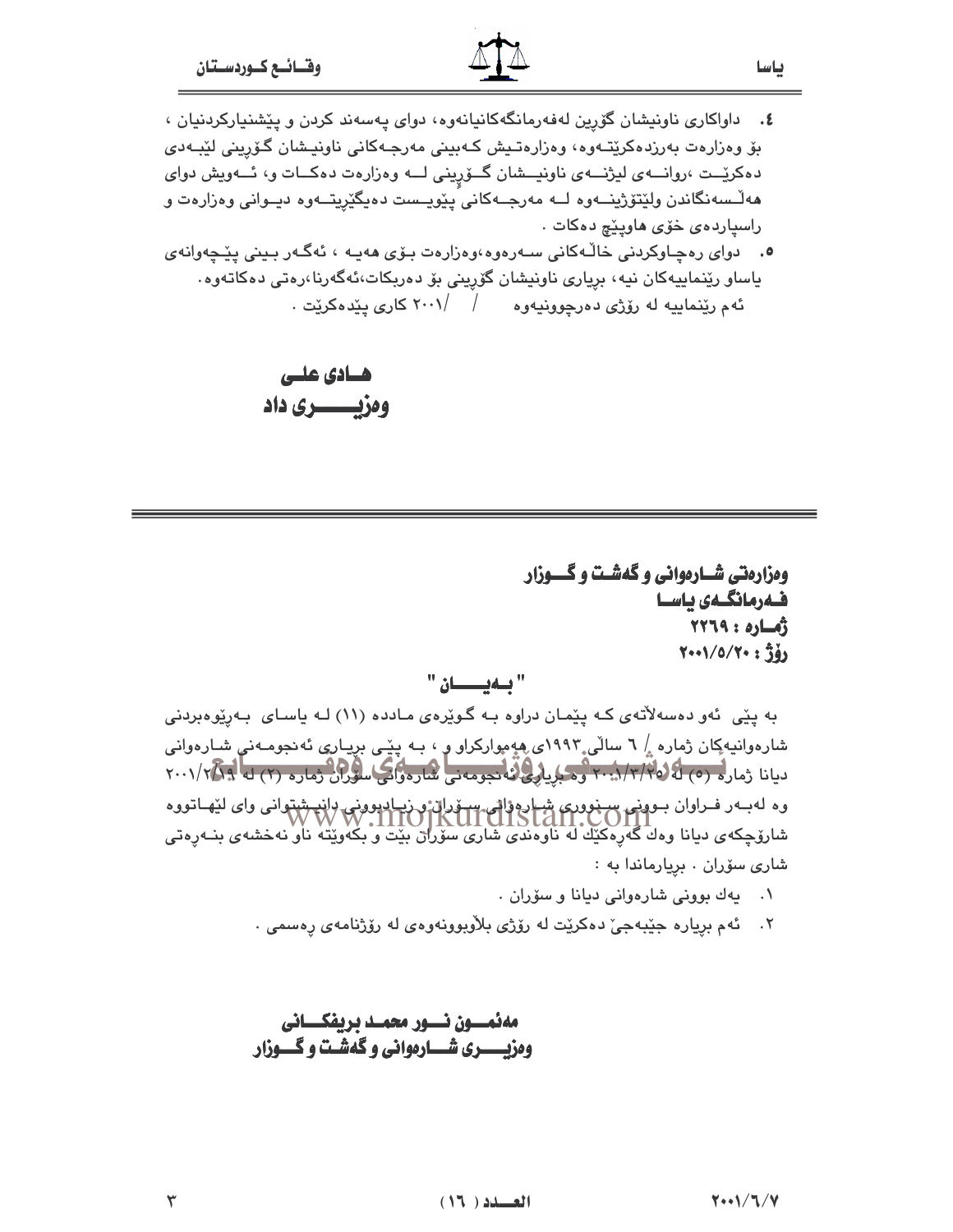٤. داواکاری ناونیشان گۆڕین لەفەرمانگەکانیانەوە، دوای پەسەند کردن و پێشنیارکردنیان ، بۆ وەزارەت بەرزدەکرێتەوە، وەزارەتیش کەبینی مەرجەکانی ناونیشان گۆڕینی لێبەدی دەکرێت ،ڕوانەی لیژنەی ناونیشان گۆڕینی لە وەزارەت دەکات و، ئەویش دوای هەڵسەنگاندن ولێتۆژینەوە لە مەرجەکانی پێویست دەیگێڕێتەوە دیوانی وەزارەت و راسپاردەی خۆی هاوپێچ دەکات .

٥. دوای رەچاوکردنی خاڵەکانی سەرەوە،وەزارەت بۆی هەیە ، ئەگەر بینی پێچەوانەی یاساو رێنماییەکان نیە، بڕیاری ناونیشان گۆڕینی بۆ دەربکات،ئەگەرنا،رەتی دەکاتەوە.

ئەم رێنماییە لە رۆژی دەرچوونیەوە / /٢٠٠١ کاری پێدەکرێت .

**هادی علی**
**وەزیری داد**

---

**وەزارەتی شارەوانی و گەشت و گوزار**
**فەرمانگەی یاسا**
**ژمارە : ٢٢٦٩**
**رۆژ : ٢٠٠١/٥/٢٠**

**" بەیان "**

بە پێی ئەو دەسەڵاتەی کە پێمان دراوە بە گوێرەی مادده (١١) لە یاسای بەڕێوەبردنی شارەوانیەکان ژمارە / ٦ ساڵی ١٩٩٣ی هەموارکراو و ، بە پێی بڕیاری ئەنجومەنی شارەوانی دیانا ژمارە (٥) لە ٢٠٠١/٣/٢٥ وە بڕیاری ئەنجومەنی شارەوانی سۆران ژمارە (٢) لە ٢٠٠١/٢/١٩ وە لەبەر فراوان بوونی سنووری شارەوانی سۆران و زیادبوونی دانیشتوانی وای لێهاتووە شارۆچکەی دیانا وەك گەڕەکێك لە ناوەندی شاری سۆران بێت و بکەوێتە ناو نەخشەی بنەڕەتی شاری سۆران . بڕیارماندا بە :

١. یەك بوونی شارەوانی دیانا و سۆران .

٢. ئەم بڕیارە جێبەجێ دەکرێت لە رۆژی بڵاوبوونەوەی لە رۆژنامەی ڕەسمی .

**مەئموون نوور محمد بریفکانی**
**وەزیری شارەوانی و گەشت و گوزار**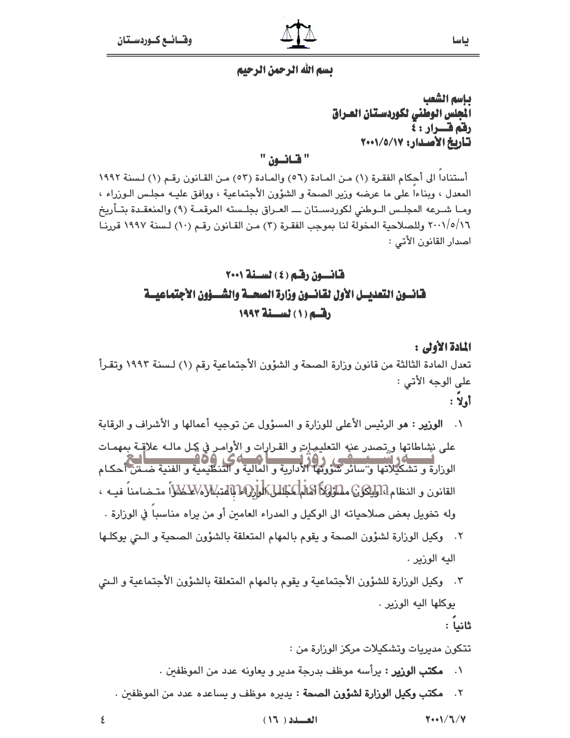بسم الله الرحمن الرحيم

**باسم الشعب**
**المجلس الوطني لكوردستان العراق**
**رقم قـــرار : ٤**
**تاريخ الأصدار: ٢٠٠١/٥/١٧**

**" قـانــون "**

أستناداً الى أحكام الفقرة (١) مـن المـادة (٥٦) والمـادة (٥٣) مـن القـانون رقـم (١) لـسنة ١٩٩٢ المعدل ، وبناءاً على ما عرضه وزير الصحة و الشؤون الأجتماعية ، ووافق عليـه مجلـس الـوزراء ، ومـا شـرعه المجلـس الـوطني لكوردسـتان ـــ العـراق بجلـسته المرقمـة (٩) والمنعقـدة بتـأريخ ٢٠٠١/٥/١٦ وللصلاحية المخولة لنا بموجب الفقرة (٣) مـن القـانون رقـم (١٠) لـسنة ١٩٩٧ قررنـا اصدار القانون الأتي :

## قانـــون رقـم ( ٤ ) لســنة ٢٠٠١
## قانــون التعديــل الأول لقانـــون وزارة الصحــة والشــؤون الأجتماعيــة رقــم ( ١ ) لســنة ١٩٩٣

**المادة الأولى :**

تعدل المادة الثالثة من قانون وزارة الصحة و الشؤون الأجتماعية رقم (١) لـسنة ١٩٩٣ وتقـرأ على الوجه الأتي :

**أولاً :**

١. **الوزير :** هو الرئيس الأعلى للوزارة و المسؤول عن توجيه أعمالها و الأشراف و الرقابة على نشاطاتها و تصدر عنه التعليمات و القرارات و الأوامر في كل ماله علاقـة بمهمـات الوزارة و تشكيلاتها و سائر شؤونها الأدارية و المالية و التنظيمية و الفنية ضـمن أحكـام القانون و النظام ، ويكون مسؤولاً أمام مجلس الوزراء بأعتباره عضواً متـضامناً فيـه ، وله تخويل بعض صلاحياته الى الوكيل و المدراء العامين أو من يراه مناسباً في الوزارة .

٢. وكيل الوزارة لشؤون الصحة و يقوم بالمهام المتعلقة بالشؤون الصحية و الـتي يوكلـها اليه الوزير .

٣. وكيل الوزارة للشؤون الأجتماعية و يقوم بالمهام المتعلقة بالشؤون الأجتماعية و الـتي يوكلها اليه الوزير .

**ثانياً :**

تتكون مديريات وتشكيلات مركز الوزارة من :

١. **مكتب الوزير :** يرأسه موظف بدرجة مدير و يعاونه عدد من الموظفين .

٢. **مكتب وكيل الوزارة لشؤون الصحة :** يديره موظف و يساعده عدد من الموظفين .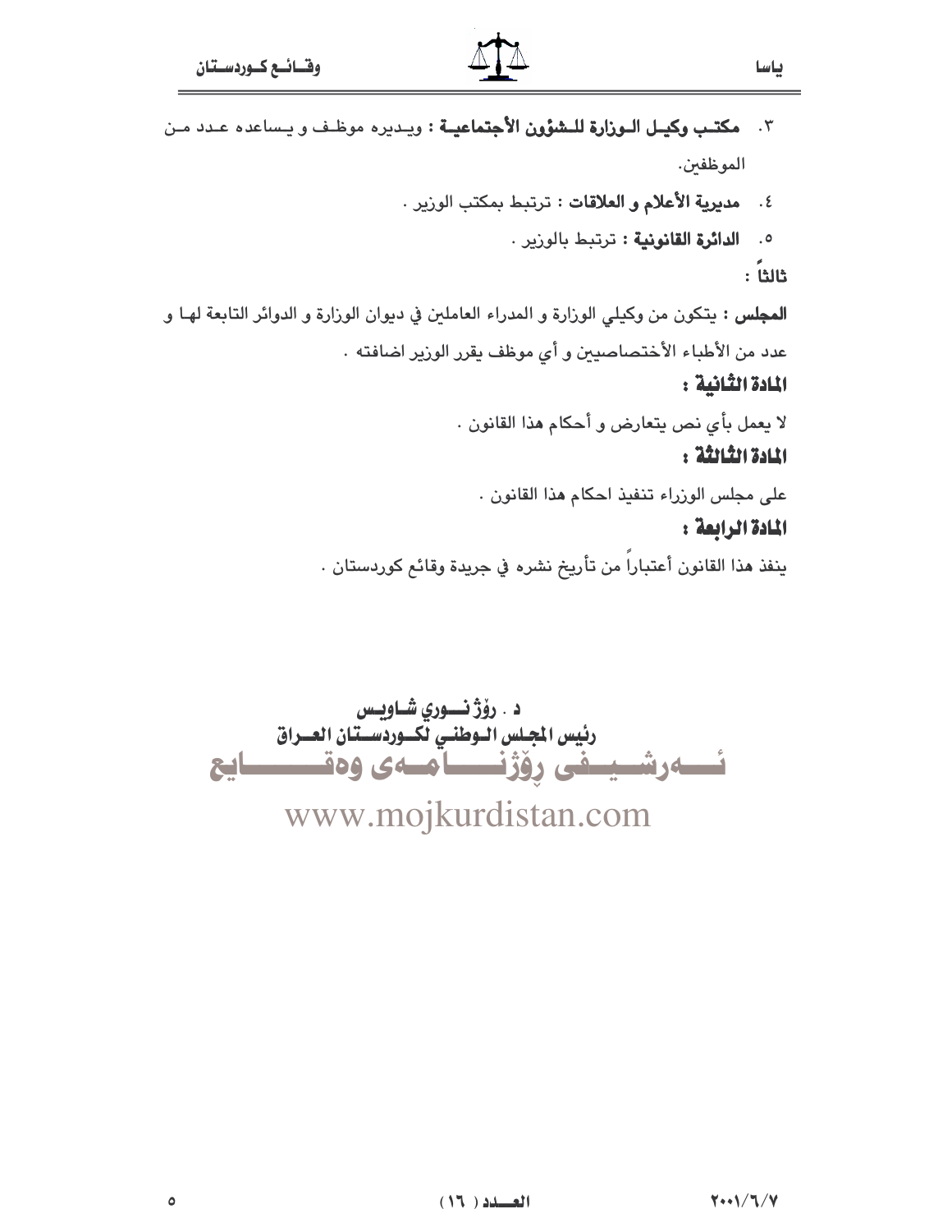٣. **مكتب وكيل الوزارة للشؤون الأجتماعية :** ويديره موظف و يساعده عدد من الموظفين.

٤. **مديرية الأعلام و العلاقات :** ترتبط بمكتب الوزير .

٥. **الدائرة القانونية :** ترتبط بالوزير .

**ثالثاً :**

**المجلس :** يتكون من وكيلي الوزارة و المدراء العاملين في ديوان الوزارة و الدوائر التابعة لها و عدد من الأطباء الأختصاصيين و أي موظف يقرر الوزير اضافته .

### المادة الثانية :

لا يعمل بأي نص يتعارض و أحكام هذا القانون .

### المادة الثالثة :

على مجلس الوزراء تنفيذ احكام هذا القانون .

### المادة الرابعة :

ينفذ هذا القانون أعتباراً من تأريخ نشره في جريدة وقائع كوردستان .

**د . رۆژ نوري شاويس**
**رئيس المجلس الوطني لكوردستان العراق**

ئەرشیفی رۆژنامەی وەقایع

www.mojkurdistan.com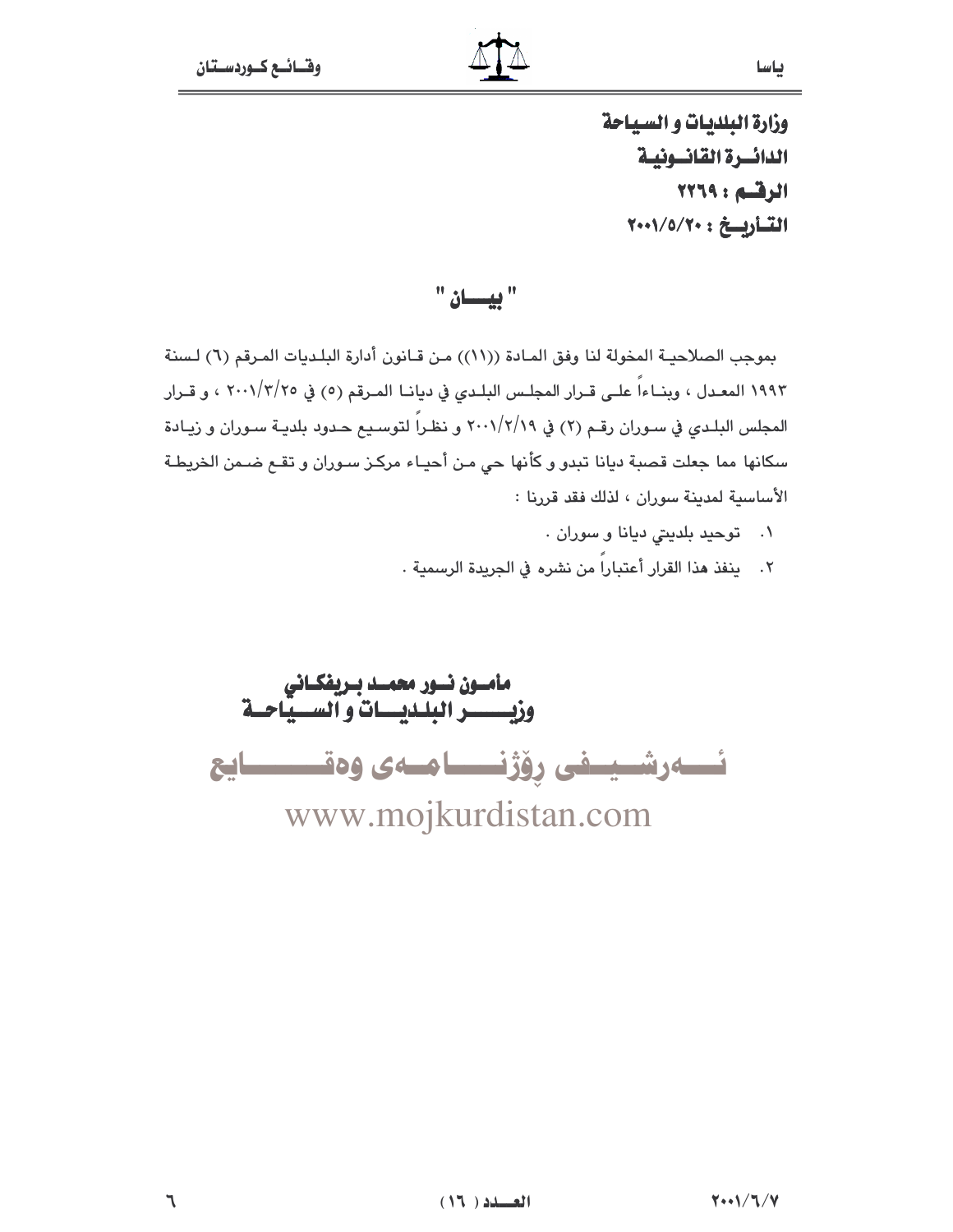**وزارة البلديات و السياحة**
**الدائـرة القانـونيـة**
**الرقـم : ٢٢٦٩**
**التـأريـخ : ٢٠٠١/٥/٢٠**

## " بيــــان "

بموجب الصلاحية المخولة لنا وفق المادة ((١١)) من قانون أدارة البلديات المرقم (٦) لسنة ١٩٩٣ المعدل ، وبناءاً على قرار المجلس البلدي في ديانا المرقم (٥) في ٢٠٠١/٣/٢٥ ، و قرار المجلس البلدي في سوران رقم (٢) في ٢٠٠١/٢/١٩ و نظراً لتوسيع حدود بلدية سوران و زيادة سكانها مما جعلت قصبة ديانا تبدو و كأنها حي من أحياء مركز سوران و تقع ضمن الخريطة الأساسية لمدينة سوران ، لذلك فقد قررنا :

١. توحيد بلديتي ديانا و سوران .
٢. ينفذ هذا القرار أعتباراً من نشره في الجريدة الرسمية .

**مأمون نور محمد بريفكاني**
**وزيـــر البلديـات و السـياحـة**

**ئـــەرشـيـفى رۆژنـــامـەى وەقـــايـع**
www.mojkurdistan.com